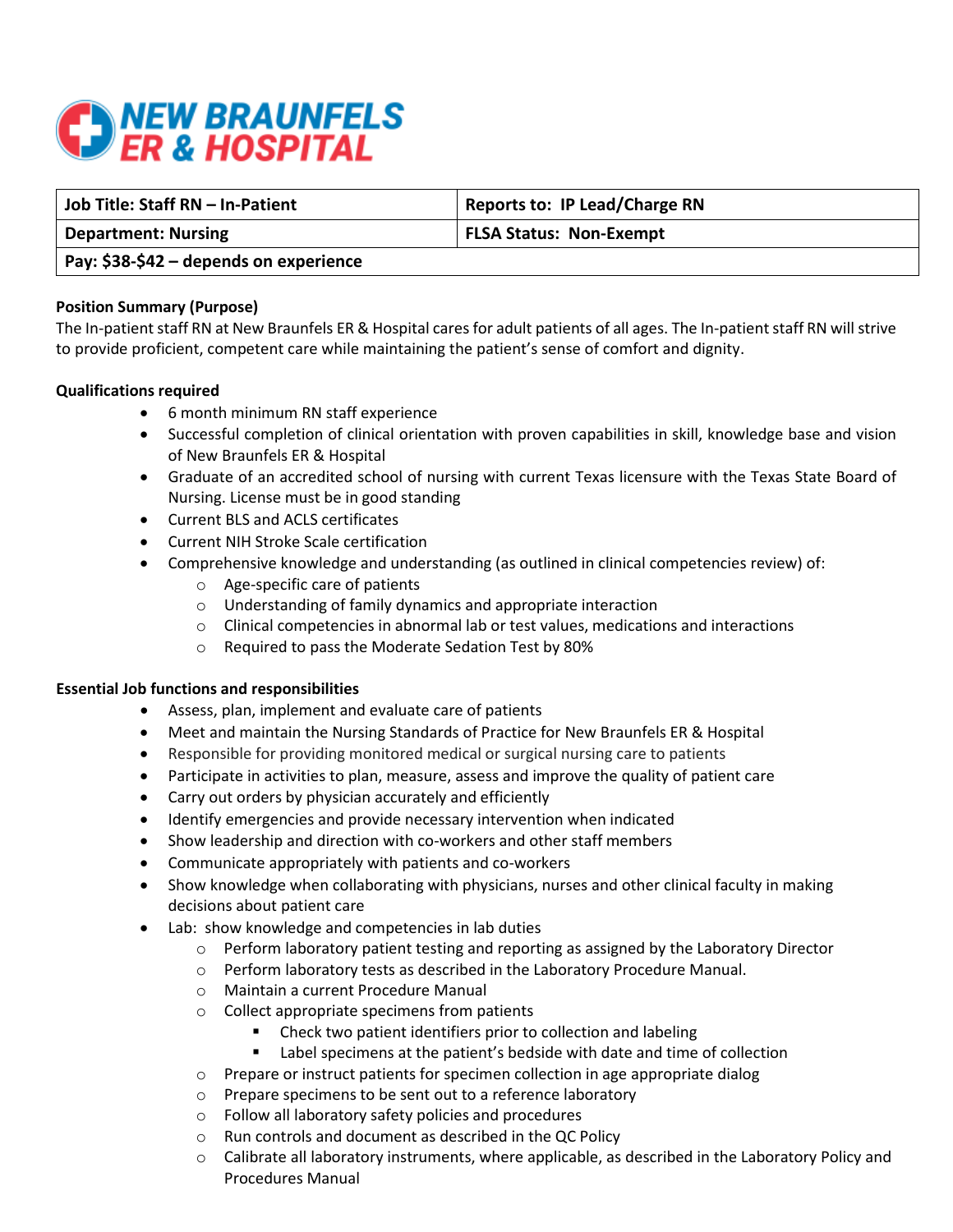# NEW BRAUNFELS ER & HOSPITAL

| Job Title: Staff RN – In-Patient | Reports to: IP Lead/Charge RN |
|---|---|
| Department: Nursing | FLSA Status: Non-Exempt |
| Pay: $38-$42 – depends on experience | |

**Position Summary (Purpose)**

The In-patient staff RN at New Braunfels ER & Hospital cares for adult patients of all ages. The In-patient staff RN will strive to provide proficient, competent care while maintaining the patient's sense of comfort and dignity.

**Qualifications required**

- 6 month minimum RN staff experience
- Successful completion of clinical orientation with proven capabilities in skill, knowledge base and vision of New Braunfels ER & Hospital
- Graduate of an accredited school of nursing with current Texas licensure with the Texas State Board of Nursing. License must be in good standing
- Current BLS and ACLS certificates
- Current NIH Stroke Scale certification
- Comprehensive knowledge and understanding (as outlined in clinical competencies review) of:
  - Age-specific care of patients
  - Understanding of family dynamics and appropriate interaction
  - Clinical competencies in abnormal lab or test values, medications and interactions
  - Required to pass the Moderate Sedation Test by 80%

**Essential Job functions and responsibilities**

- Assess, plan, implement and evaluate care of patients
- Meet and maintain the Nursing Standards of Practice for New Braunfels ER & Hospital
- Responsible for providing monitored medical or surgical nursing care to patients
- Participate in activities to plan, measure, assess and improve the quality of patient care
- Carry out orders by physician accurately and efficiently
- Identify emergencies and provide necessary intervention when indicated
- Show leadership and direction with co-workers and other staff members
- Communicate appropriately with patients and co-workers
- Show knowledge when collaborating with physicians, nurses and other clinical faculty in making decisions about patient care
- Lab: show knowledge and competencies in lab duties
  - Perform laboratory patient testing and reporting as assigned by the Laboratory Director
  - Perform laboratory tests as described in the Laboratory Procedure Manual.
  - Maintain a current Procedure Manual
  - Collect appropriate specimens from patients
    - Check two patient identifiers prior to collection and labeling
    - Label specimens at the patient's bedside with date and time of collection
  - Prepare or instruct patients for specimen collection in age appropriate dialog
  - Prepare specimens to be sent out to a reference laboratory
  - Follow all laboratory safety policies and procedures
  - Run controls and document as described in the QC Policy
  - Calibrate all laboratory instruments, where applicable, as described in the Laboratory Policy and Procedures Manual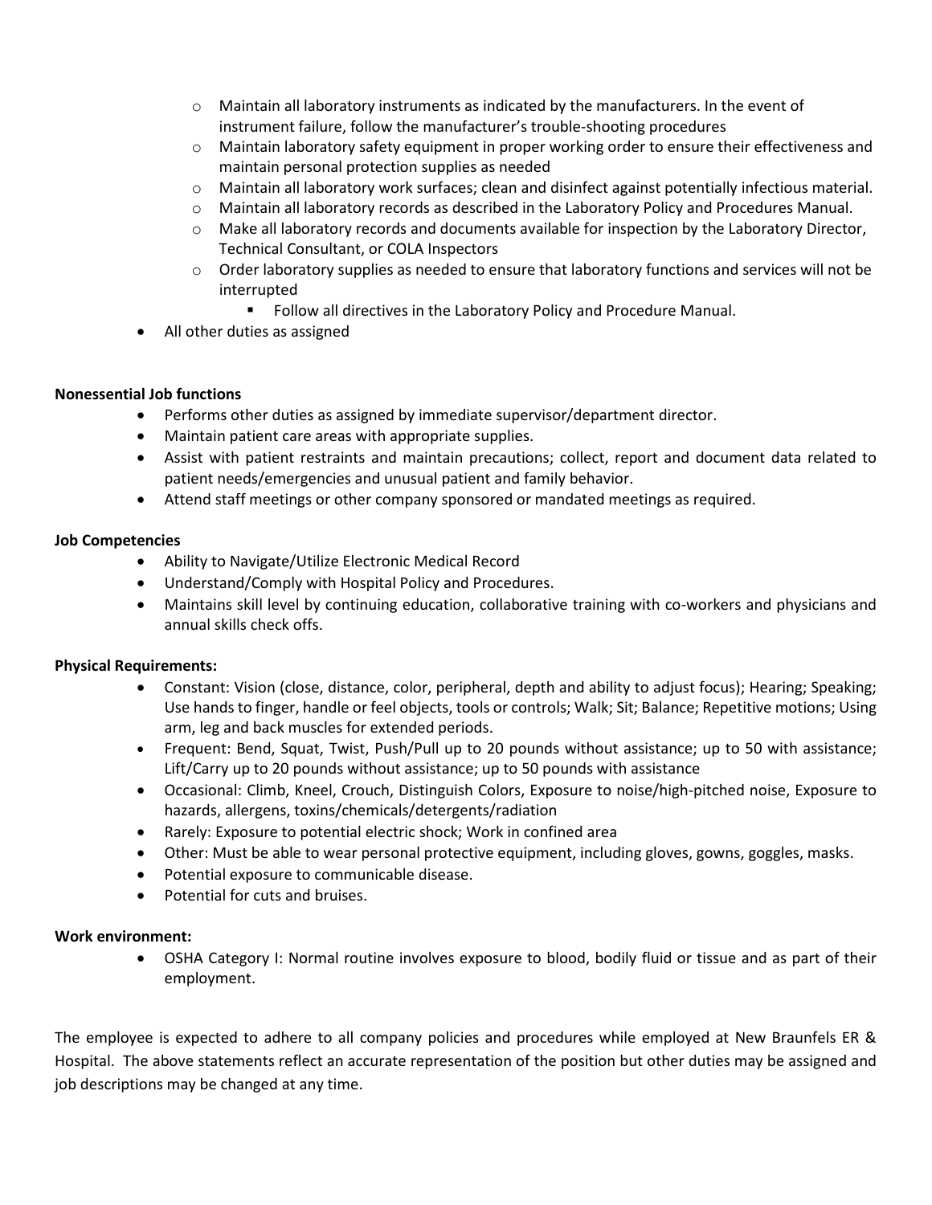- Maintain all laboratory instruments as indicated by the manufacturers. In the event of instrument failure, follow the manufacturer's trouble-shooting procedures
    - Maintain laboratory safety equipment in proper working order to ensure their effectiveness and maintain personal protection supplies as needed
    - Maintain all laboratory work surfaces; clean and disinfect against potentially infectious material.
    - Maintain all laboratory records as described in the Laboratory Policy and Procedures Manual.
    - Make all laboratory records and documents available for inspection by the Laboratory Director, Technical Consultant, or COLA Inspectors
    - Order laboratory supplies as needed to ensure that laboratory functions and services will not be interrupted
        - Follow all directives in the Laboratory Policy and Procedure Manual.
- All other duties as assigned

**Nonessential Job functions**

- Performs other duties as assigned by immediate supervisor/department director.
- Maintain patient care areas with appropriate supplies.
- Assist with patient restraints and maintain precautions; collect, report and document data related to patient needs/emergencies and unusual patient and family behavior.
- Attend staff meetings or other company sponsored or mandated meetings as required.

**Job Competencies**

- Ability to Navigate/Utilize Electronic Medical Record
- Understand/Comply with Hospital Policy and Procedures.
- Maintains skill level by continuing education, collaborative training with co-workers and physicians and annual skills check offs.

**Physical Requirements:**

- Constant: Vision (close, distance, color, peripheral, depth and ability to adjust focus); Hearing; Speaking; Use hands to finger, handle or feel objects, tools or controls; Walk; Sit; Balance; Repetitive motions; Using arm, leg and back muscles for extended periods.
- Frequent: Bend, Squat, Twist, Push/Pull up to 20 pounds without assistance; up to 50 with assistance; Lift/Carry up to 20 pounds without assistance; up to 50 pounds with assistance
- Occasional: Climb, Kneel, Crouch, Distinguish Colors, Exposure to noise/high-pitched noise, Exposure to hazards, allergens, toxins/chemicals/detergents/radiation
- Rarely: Exposure to potential electric shock; Work in confined area
- Other: Must be able to wear personal protective equipment, including gloves, gowns, goggles, masks.
- Potential exposure to communicable disease.
- Potential for cuts and bruises.

**Work environment:**

- OSHA Category I: Normal routine involves exposure to blood, bodily fluid or tissue and as part of their employment.

The employee is expected to adhere to all company policies and procedures while employed at New Braunfels ER & Hospital. The above statements reflect an accurate representation of the position but other duties may be assigned and job descriptions may be changed at any time.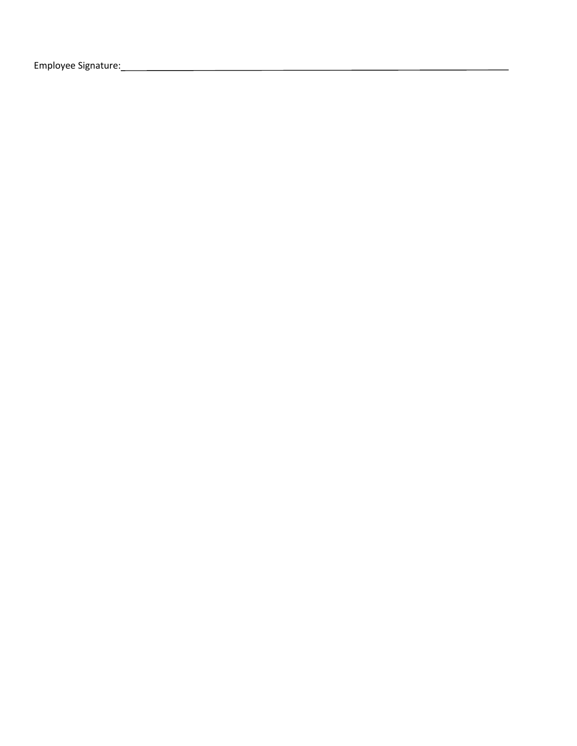Employee Signature:\_\_\_\_\_\_\_\_\_\_\_\_\_\_\_\_\_\_\_\_\_\_\_\_\_\_\_\_\_\_\_\_\_\_\_\_\_\_\_\_\_\_\_\_\_\_\_\_\_\_\_\_\_\_\_\_\_\_\_\_